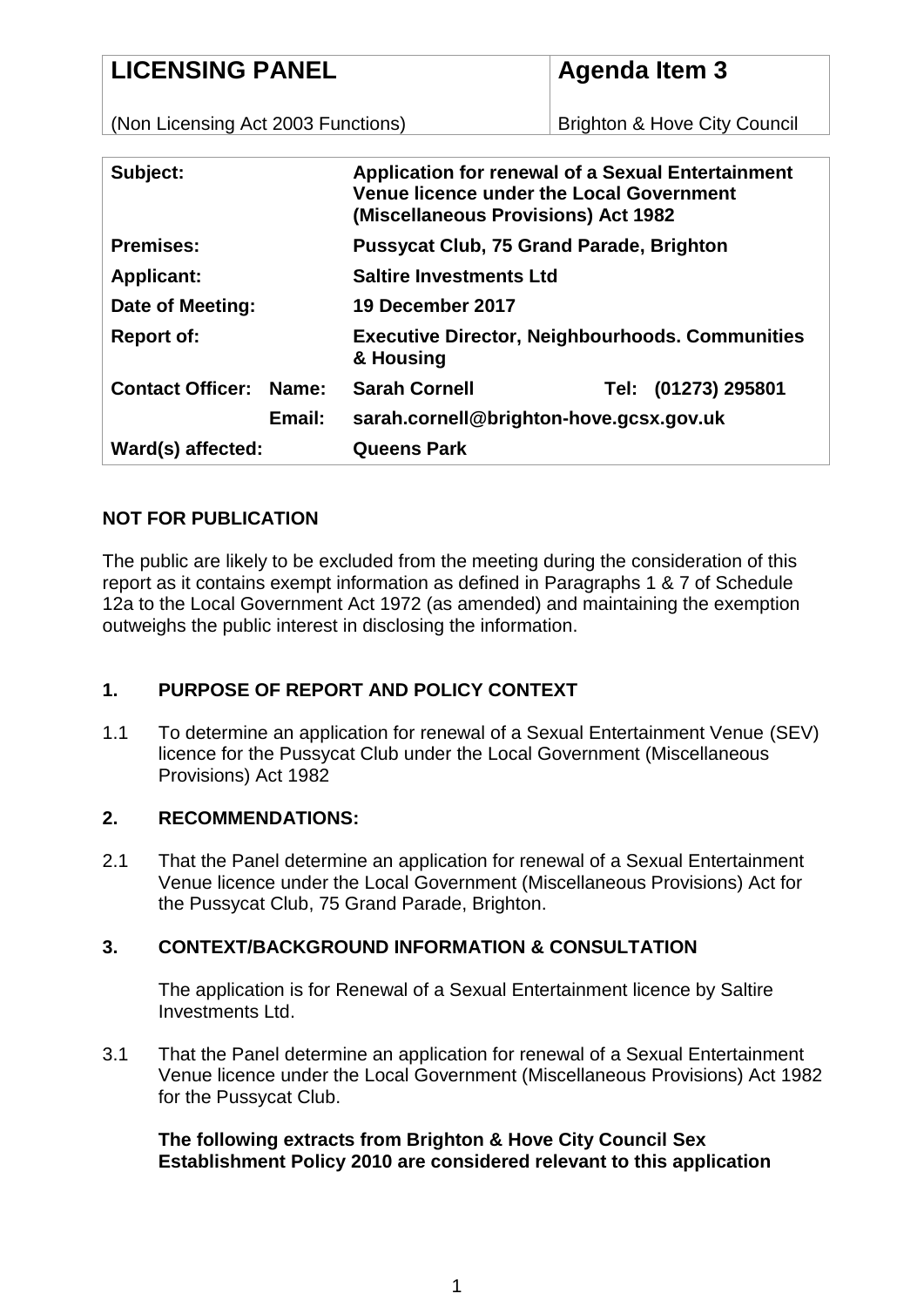| LICENSING PANEL | Agenda Item 3 |
| --- | --- |
| (Non Licensing Act 2003 Functions) | Brighton & Hove City Council |

| | | | |
| --- | --- | --- | --- |
| **Subject:** | | **Application for renewal of a Sexual Entertainment Venue licence under the Local Government (Miscellaneous Provisions) Act 1982** | |
| **Premises:** | | **Pussycat Club, 75 Grand Parade, Brighton** | |
| **Applicant:** | | **Saltire Investments Ltd** | |
| **Date of Meeting:** | | **19 December 2017** | |
| **Report of:** | | **Executive Director, Neighbourhoods. Communities & Housing** | |
| **Contact Officer:** | **Name:** | **Sarah Cornell** | **Tel: (01273) 295801** |
| | **Email:** | **sarah.cornell@brighton-hove.gcsx.gov.uk** | |
| **Ward(s) affected:** | | **Queens Park** | |

**NOT FOR PUBLICATION**

The public are likely to be excluded from the meeting during the consideration of this report as it contains exempt information as defined in Paragraphs 1 & 7 of Schedule 12a to the Local Government Act 1972 (as amended) and maintaining the exemption outweighs the public interest in disclosing the information.

## 1. PURPOSE OF REPORT AND POLICY CONTEXT

1.1 To determine an application for renewal of a Sexual Entertainment Venue (SEV) licence for the Pussycat Club under the Local Government (Miscellaneous Provisions) Act 1982

## 2. RECOMMENDATIONS:

2.1 That the Panel determine an application for renewal of a Sexual Entertainment Venue licence under the Local Government (Miscellaneous Provisions) Act for the Pussycat Club, 75 Grand Parade, Brighton.

## 3. CONTEXT/BACKGROUND INFORMATION & CONSULTATION

The application is for Renewal of a Sexual Entertainment licence by Saltire Investments Ltd.

3.1 That the Panel determine an application for renewal of a Sexual Entertainment Venue licence under the Local Government (Miscellaneous Provisions) Act 1982 for the Pussycat Club.

**The following extracts from Brighton & Hove City Council Sex Establishment Policy 2010 are considered relevant to this application**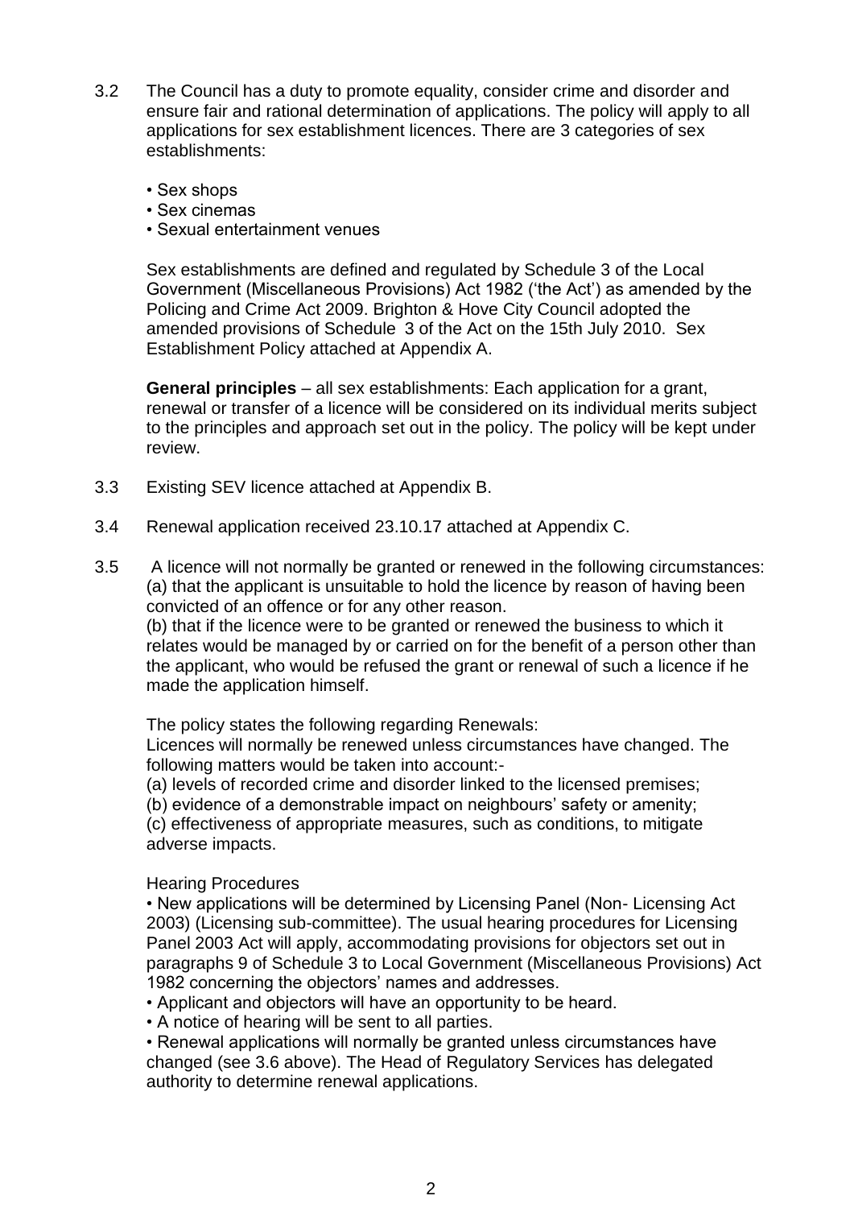3.2 The Council has a duty to promote equality, consider crime and disorder and ensure fair and rational determination of applications. The policy will apply to all applications for sex establishment licences. There are 3 categories of sex establishments:

- Sex shops
- Sex cinemas
- Sexual entertainment venues

Sex establishments are defined and regulated by Schedule 3 of the Local Government (Miscellaneous Provisions) Act 1982 ('the Act') as amended by the Policing and Crime Act 2009. Brighton & Hove City Council adopted the amended provisions of Schedule 3 of the Act on the 15th July 2010. Sex Establishment Policy attached at Appendix A.

**General principles** – all sex establishments: Each application for a grant, renewal or transfer of a licence will be considered on its individual merits subject to the principles and approach set out in the policy. The policy will be kept under review.

3.3 Existing SEV licence attached at Appendix B.

3.4 Renewal application received 23.10.17 attached at Appendix C.

3.5 A licence will not normally be granted or renewed in the following circumstances:
(a) that the applicant is unsuitable to hold the licence by reason of having been convicted of an offence or for any other reason.
(b) that if the licence were to be granted or renewed the business to which it relates would be managed by or carried on for the benefit of a person other than the applicant, who would be refused the grant or renewal of such a licence if he made the application himself.

The policy states the following regarding Renewals:
Licences will normally be renewed unless circumstances have changed. The following matters would be taken into account:-
(a) levels of recorded crime and disorder linked to the licensed premises;
(b) evidence of a demonstrable impact on neighbours' safety or amenity;
(c) effectiveness of appropriate measures, such as conditions, to mitigate adverse impacts.

Hearing Procedures

- New applications will be determined by Licensing Panel (Non- Licensing Act 2003) (Licensing sub-committee). The usual hearing procedures for Licensing Panel 2003 Act will apply, accommodating provisions for objectors set out in paragraphs 9 of Schedule 3 to Local Government (Miscellaneous Provisions) Act 1982 concerning the objectors' names and addresses.
- Applicant and objectors will have an opportunity to be heard.
- A notice of hearing will be sent to all parties.
- Renewal applications will normally be granted unless circumstances have changed (see 3.6 above). The Head of Regulatory Services has delegated authority to determine renewal applications.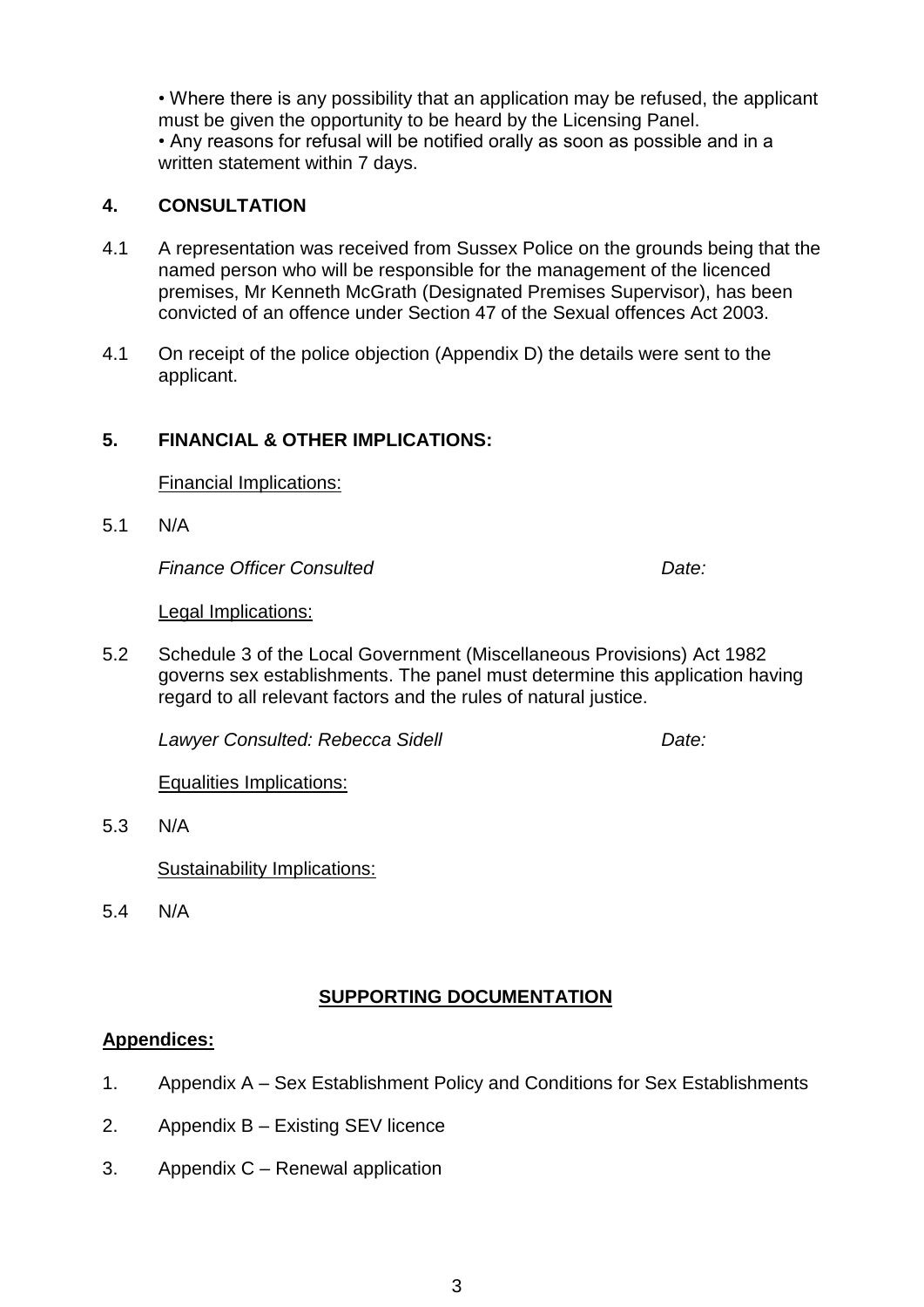- Where there is any possibility that an application may be refused, the applicant must be given the opportunity to be heard by the Licensing Panel.
- Any reasons for refusal will be notified orally as soon as possible and in a written statement within 7 days.

## 4. CONSULTATION

4.1 A representation was received from Sussex Police on the grounds being that the named person who will be responsible for the management of the licenced premises, Mr Kenneth McGrath (Designated Premises Supervisor), has been convicted of an offence under Section 47 of the Sexual offences Act 2003.

4.1 On receipt of the police objection (Appendix D) the details were sent to the applicant.

## 5. FINANCIAL & OTHER IMPLICATIONS:

Financial Implications:

5.1 N/A

*Finance Officer Consulted* *Date:*

Legal Implications:

5.2 Schedule 3 of the Local Government (Miscellaneous Provisions) Act 1982 governs sex establishments. The panel must determine this application having regard to all relevant factors and the rules of natural justice.

*Lawyer Consulted: Rebecca Sidell* *Date:*

Equalities Implications:

5.3 N/A

Sustainability Implications:

5.4 N/A

## SUPPORTING DOCUMENTATION

**Appendices:**

1. Appendix A – Sex Establishment Policy and Conditions for Sex Establishments
2. Appendix B – Existing SEV licence
3. Appendix C – Renewal application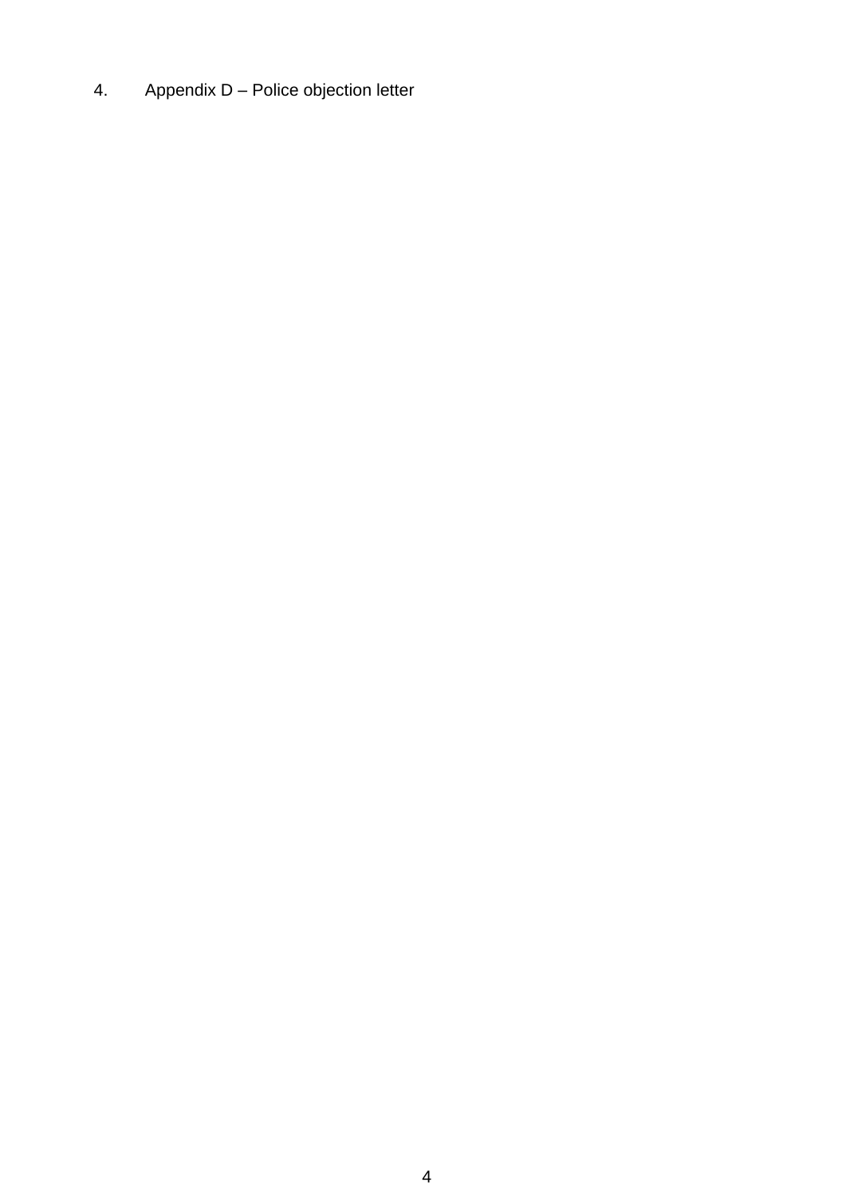4. Appendix D – Police objection letter